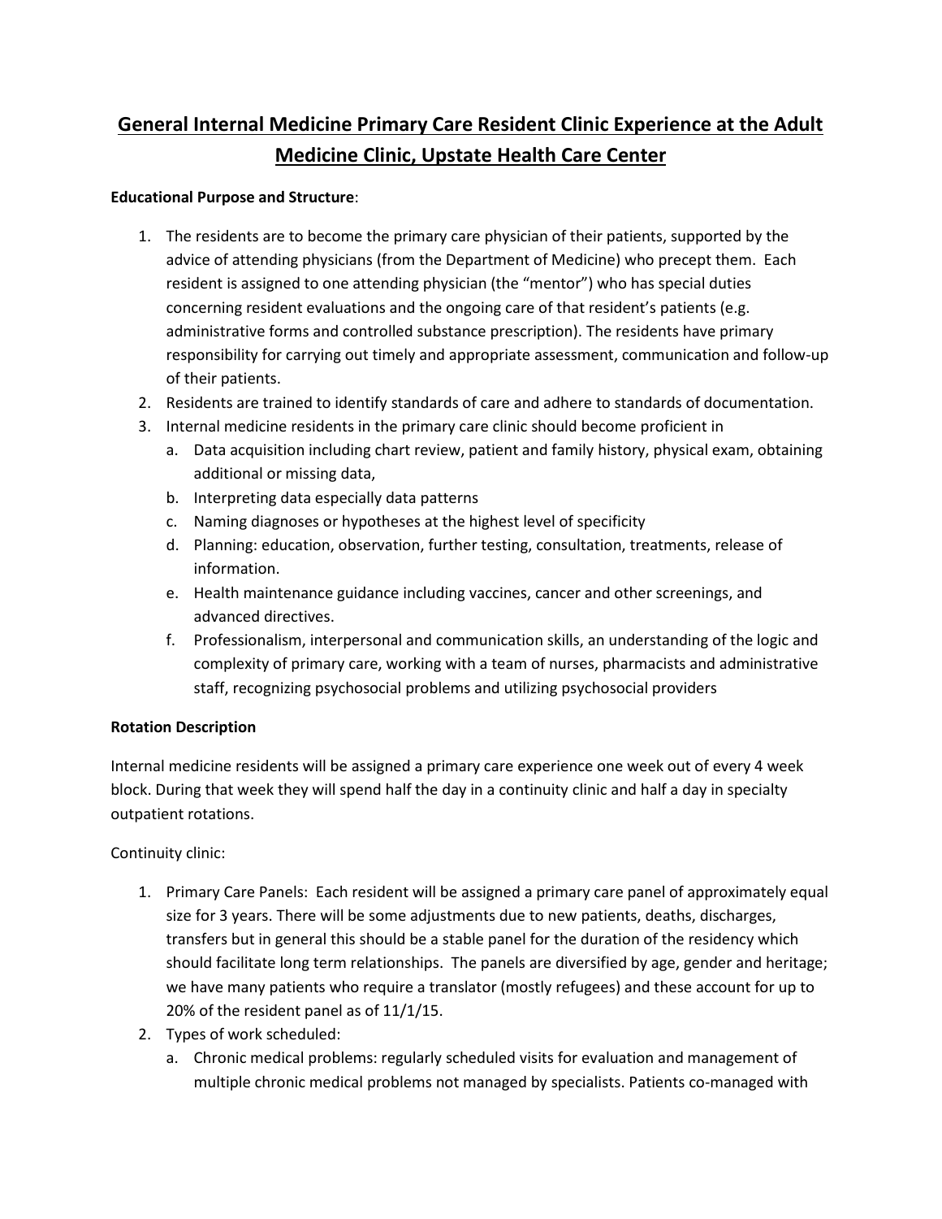# General Internal Medicine Primary Care Resident Clinic Experience at the Adult Medicine Clinic, Upstate Health Care Center

**Educational Purpose and Structure**:

1. The residents are to become the primary care physician of their patients, supported by the advice of attending physicians (from the Department of Medicine) who precept them. Each resident is assigned to one attending physician (the "mentor") who has special duties concerning resident evaluations and the ongoing care of that resident's patients (e.g. administrative forms and controlled substance prescription). The residents have primary responsibility for carrying out timely and appropriate assessment, communication and follow-up of their patients.
2. Residents are trained to identify standards of care and adhere to standards of documentation.
3. Internal medicine residents in the primary care clinic should become proficient in
   a. Data acquisition including chart review, patient and family history, physical exam, obtaining additional or missing data,
   b. Interpreting data especially data patterns
   c. Naming diagnoses or hypotheses at the highest level of specificity
   d. Planning: education, observation, further testing, consultation, treatments, release of information.
   e. Health maintenance guidance including vaccines, cancer and other screenings, and advanced directives.
   f. Professionalism, interpersonal and communication skills, an understanding of the logic and complexity of primary care, working with a team of nurses, pharmacists and administrative staff, recognizing psychosocial problems and utilizing psychosocial providers

**Rotation Description**

Internal medicine residents will be assigned a primary care experience one week out of every 4 week block. During that week they will spend half the day in a continuity clinic and half a day in specialty outpatient rotations.

Continuity clinic:

1. Primary Care Panels: Each resident will be assigned a primary care panel of approximately equal size for 3 years. There will be some adjustments due to new patients, deaths, discharges, transfers but in general this should be a stable panel for the duration of the residency which should facilitate long term relationships. The panels are diversified by age, gender and heritage; we have many patients who require a translator (mostly refugees) and these account for up to 20% of the resident panel as of 11/1/15.
2. Types of work scheduled:
   a. Chronic medical problems: regularly scheduled visits for evaluation and management of multiple chronic medical problems not managed by specialists. Patients co-managed with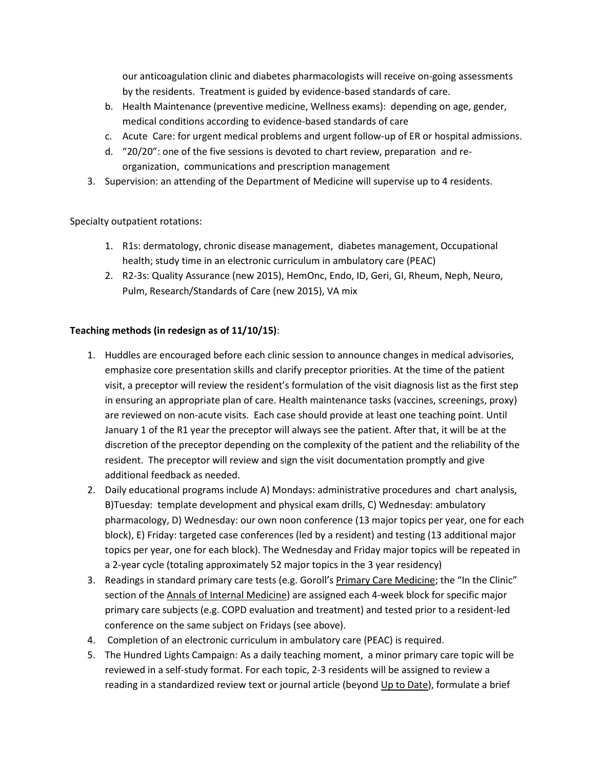our anticoagulation clinic and diabetes pharmacologists will receive on-going assessments by the residents. Treatment is guided by evidence-based standards of care.

b. Health Maintenance (preventive medicine, Wellness exams): depending on age, gender, medical conditions according to evidence-based standards of care
c. Acute Care: for urgent medical problems and urgent follow-up of ER or hospital admissions.
d. "20/20": one of the five sessions is devoted to chart review, preparation and re-organization, communications and prescription management

3. Supervision: an attending of the Department of Medicine will supervise up to 4 residents.

Specialty outpatient rotations:

1. R1s: dermatology, chronic disease management, diabetes management, Occupational health; study time in an electronic curriculum in ambulatory care (PEAC)
2. R2-3s: Quality Assurance (new 2015), HemOnc, Endo, ID, Geri, GI, Rheum, Neph, Neuro, Pulm, Research/Standards of Care (new 2015), VA mix

**Teaching methods (in redesign as of 11/10/15)**:

1. Huddles are encouraged before each clinic session to announce changes in medical advisories, emphasize core presentation skills and clarify preceptor priorities. At the time of the patient visit, a preceptor will review the resident's formulation of the visit diagnosis list as the first step in ensuring an appropriate plan of care. Health maintenance tasks (vaccines, screenings, proxy) are reviewed on non-acute visits. Each case should provide at least one teaching point. Until January 1 of the R1 year the preceptor will always see the patient. After that, it will be at the discretion of the preceptor depending on the complexity of the patient and the reliability of the resident. The preceptor will review and sign the visit documentation promptly and give additional feedback as needed.
2. Daily educational programs include A) Mondays: administrative procedures and chart analysis, B)Tuesday: template development and physical exam drills, C) Wednesday: ambulatory pharmacology, D) Wednesday: our own noon conference (13 major topics per year, one for each block), E) Friday: targeted case conferences (led by a resident) and testing (13 additional major topics per year, one for each block). The Wednesday and Friday major topics will be repeated in a 2-year cycle (totaling approximately 52 major topics in the 3 year residency)
3. Readings in standard primary care tests (e.g. Goroll's Primary Care Medicine; the "In the Clinic" section of the Annals of Internal Medicine) are assigned each 4-week block for specific major primary care subjects (e.g. COPD evaluation and treatment) and tested prior to a resident-led conference on the same subject on Fridays (see above).
4. Completion of an electronic curriculum in ambulatory care (PEAC) is required.
5. The Hundred Lights Campaign: As a daily teaching moment, a minor primary care topic will be reviewed in a self-study format. For each topic, 2-3 residents will be assigned to review a reading in a standardized review text or journal article (beyond Up to Date), formulate a brief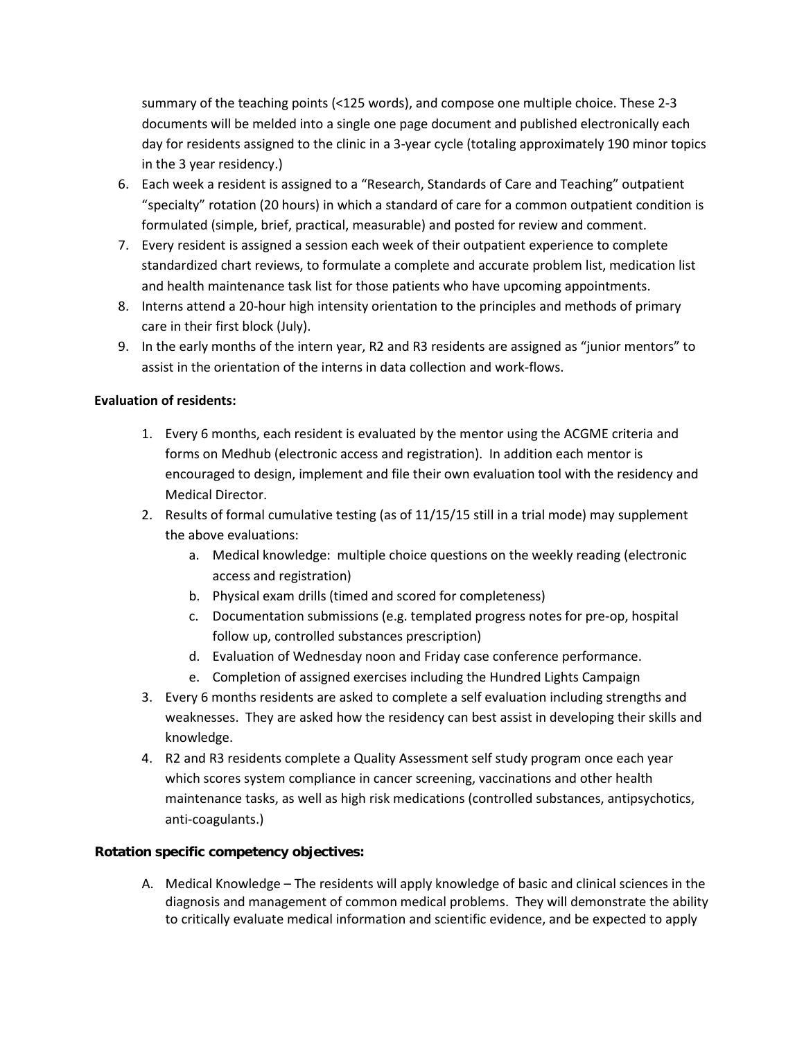summary of the teaching points (<125 words), and compose one multiple choice. These 2-3 documents will be melded into a single one page document and published electronically each day for residents assigned to the clinic in a 3-year cycle (totaling approximately 190 minor topics in the 3 year residency.)

6. Each week a resident is assigned to a "Research, Standards of Care and Teaching" outpatient "specialty" rotation (20 hours) in which a standard of care for a common outpatient condition is formulated (simple, brief, practical, measurable) and posted for review and comment.
7. Every resident is assigned a session each week of their outpatient experience to complete standardized chart reviews, to formulate a complete and accurate problem list, medication list and health maintenance task list for those patients who have upcoming appointments.
8. Interns attend a 20-hour high intensity orientation to the principles and methods of primary care in their first block (July).
9. In the early months of the intern year, R2 and R3 residents are assigned as "junior mentors" to assist in the orientation of the interns in data collection and work-flows.

**Evaluation of residents:**

1. Every 6 months, each resident is evaluated by the mentor using the ACGME criteria and forms on Medhub (electronic access and registration). In addition each mentor is encouraged to design, implement and file their own evaluation tool with the residency and Medical Director.
2. Results of formal cumulative testing (as of 11/15/15 still in a trial mode) may supplement the above evaluations:
   a. Medical knowledge: multiple choice questions on the weekly reading (electronic access and registration)
   b. Physical exam drills (timed and scored for completeness)
   c. Documentation submissions (e.g. templated progress notes for pre-op, hospital follow up, controlled substances prescription)
   d. Evaluation of Wednesday noon and Friday case conference performance.
   e. Completion of assigned exercises including the Hundred Lights Campaign
3. Every 6 months residents are asked to complete a self evaluation including strengths and weaknesses. They are asked how the residency can best assist in developing their skills and knowledge.
4. R2 and R3 residents complete a Quality Assessment self study program once each year which scores system compliance in cancer screening, vaccinations and other health maintenance tasks, as well as high risk medications (controlled substances, antipsychotics, anti-coagulants.)

**Rotation specific competency objectives:**

A. Medical Knowledge – The residents will apply knowledge of basic and clinical sciences in the diagnosis and management of common medical problems. They will demonstrate the ability to critically evaluate medical information and scientific evidence, and be expected to apply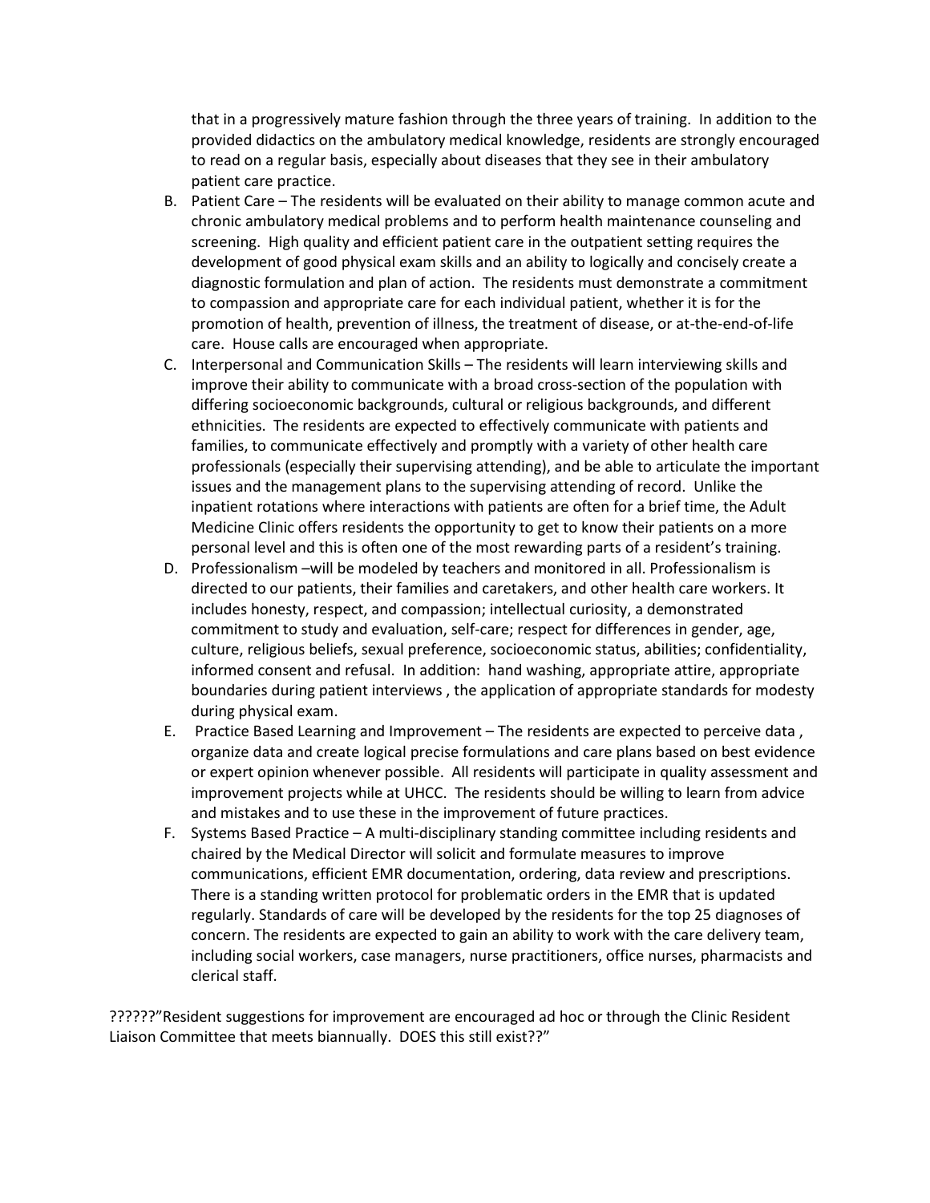that in a progressively mature fashion through the three years of training. In addition to the provided didactics on the ambulatory medical knowledge, residents are strongly encouraged to read on a regular basis, especially about diseases that they see in their ambulatory patient care practice.

B. Patient Care – The residents will be evaluated on their ability to manage common acute and chronic ambulatory medical problems and to perform health maintenance counseling and screening. High quality and efficient patient care in the outpatient setting requires the development of good physical exam skills and an ability to logically and concisely create a diagnostic formulation and plan of action. The residents must demonstrate a commitment to compassion and appropriate care for each individual patient, whether it is for the promotion of health, prevention of illness, the treatment of disease, or at-the-end-of-life care. House calls are encouraged when appropriate.

C. Interpersonal and Communication Skills – The residents will learn interviewing skills and improve their ability to communicate with a broad cross-section of the population with differing socioeconomic backgrounds, cultural or religious backgrounds, and different ethnicities. The residents are expected to effectively communicate with patients and families, to communicate effectively and promptly with a variety of other health care professionals (especially their supervising attending), and be able to articulate the important issues and the management plans to the supervising attending of record. Unlike the inpatient rotations where interactions with patients are often for a brief time, the Adult Medicine Clinic offers residents the opportunity to get to know their patients on a more personal level and this is often one of the most rewarding parts of a resident's training.

D. Professionalism –will be modeled by teachers and monitored in all. Professionalism is directed to our patients, their families and caretakers, and other health care workers. It includes honesty, respect, and compassion; intellectual curiosity, a demonstrated commitment to study and evaluation, self-care; respect for differences in gender, age, culture, religious beliefs, sexual preference, socioeconomic status, abilities; confidentiality, informed consent and refusal. In addition: hand washing, appropriate attire, appropriate boundaries during patient interviews , the application of appropriate standards for modesty during physical exam.

E. Practice Based Learning and Improvement – The residents are expected to perceive data , organize data and create logical precise formulations and care plans based on best evidence or expert opinion whenever possible. All residents will participate in quality assessment and improvement projects while at UHCC. The residents should be willing to learn from advice and mistakes and to use these in the improvement of future practices.

F. Systems Based Practice – A multi-disciplinary standing committee including residents and chaired by the Medical Director will solicit and formulate measures to improve communications, efficient EMR documentation, ordering, data review and prescriptions. There is a standing written protocol for problematic orders in the EMR that is updated regularly. Standards of care will be developed by the residents for the top 25 diagnoses of concern. The residents are expected to gain an ability to work with the care delivery team, including social workers, case managers, nurse practitioners, office nurses, pharmacists and clerical staff.

??????"Resident suggestions for improvement are encouraged ad hoc or through the Clinic Resident Liaison Committee that meets biannually. DOES this still exist??"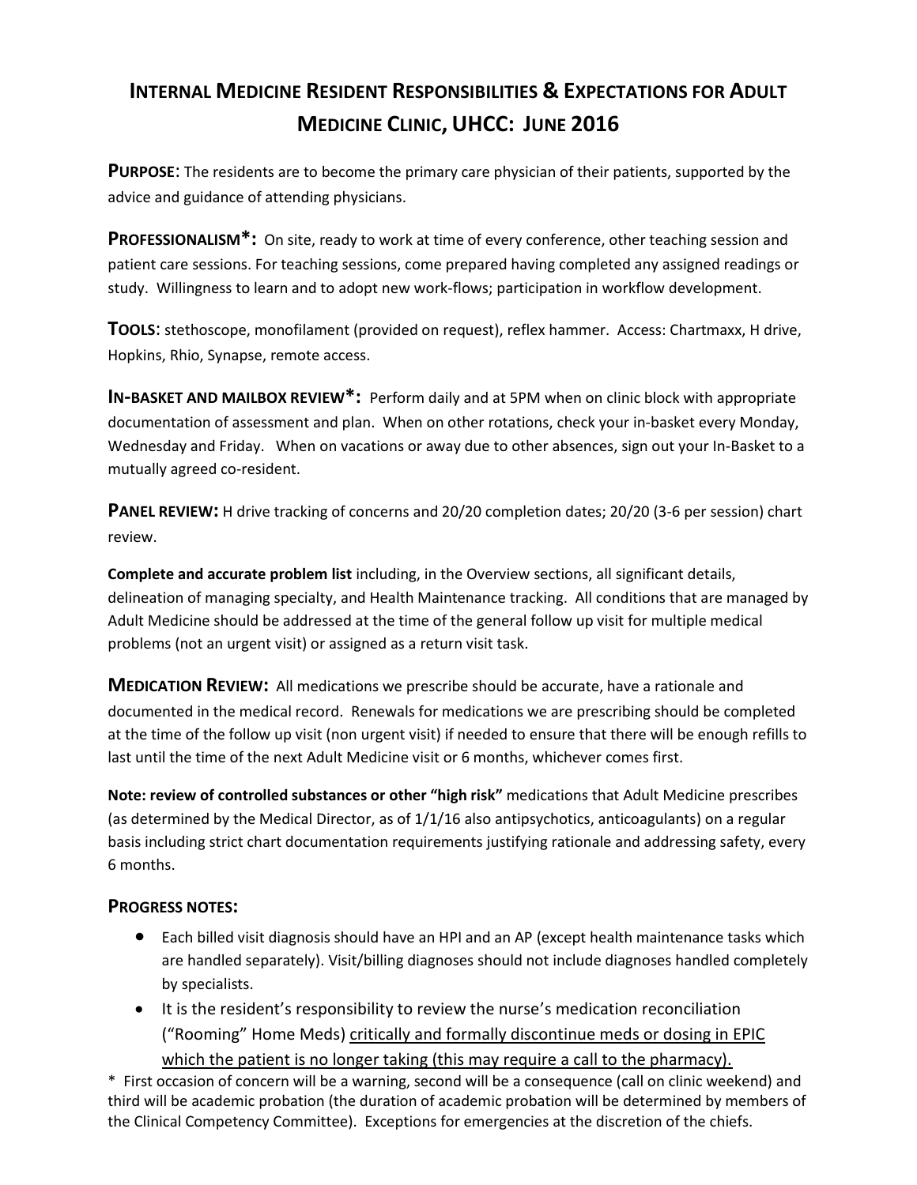# INTERNAL MEDICINE RESIDENT RESPONSIBILITIES & EXPECTATIONS FOR ADULT MEDICINE CLINIC, UHCC: JUNE 2016

**PURPOSE**: The residents are to become the primary care physician of their patients, supported by the advice and guidance of attending physicians.

**PROFESSIONALISM*:** On site, ready to work at time of every conference, other teaching session and patient care sessions. For teaching sessions, come prepared having completed any assigned readings or study. Willingness to learn and to adopt new work-flows; participation in workflow development.

**TOOLS**: stethoscope, monofilament (provided on request), reflex hammer. Access: Chartmaxx, H drive, Hopkins, Rhio, Synapse, remote access.

**IN-BASKET AND MAILBOX REVIEW*:** Perform daily and at 5PM when on clinic block with appropriate documentation of assessment and plan. When on other rotations, check your in-basket every Monday, Wednesday and Friday. When on vacations or away due to other absences, sign out your In-Basket to a mutually agreed co-resident.

**PANEL REVIEW:** H drive tracking of concerns and 20/20 completion dates; 20/20 (3-6 per session) chart review.

**Complete and accurate problem list** including, in the Overview sections, all significant details, delineation of managing specialty, and Health Maintenance tracking. All conditions that are managed by Adult Medicine should be addressed at the time of the general follow up visit for multiple medical problems (not an urgent visit) or assigned as a return visit task.

**MEDICATION REVIEW:** All medications we prescribe should be accurate, have a rationale and documented in the medical record. Renewals for medications we are prescribing should be completed at the time of the follow up visit (non urgent visit) if needed to ensure that there will be enough refills to last until the time of the next Adult Medicine visit or 6 months, whichever comes first.

**Note: review of controlled substances or other "high risk"** medications that Adult Medicine prescribes (as determined by the Medical Director, as of 1/1/16 also antipsychotics, anticoagulants) on a regular basis including strict chart documentation requirements justifying rationale and addressing safety, every 6 months.

**PROGRESS NOTES:**

- Each billed visit diagnosis should have an HPI and an AP (except health maintenance tasks which are handled separately). Visit/billing diagnoses should not include diagnoses handled completely by specialists.
- It is the resident's responsibility to review the nurse's medication reconciliation ("Rooming" Home Meds) <u>critically and formally discontinue meds or dosing in EPIC which the patient is no longer taking (this may require a call to the pharmacy).</u>

\* First occasion of concern will be a warning, second will be a consequence (call on clinic weekend) and third will be academic probation (the duration of academic probation will be determined by members of the Clinical Competency Committee). Exceptions for emergencies at the discretion of the chiefs.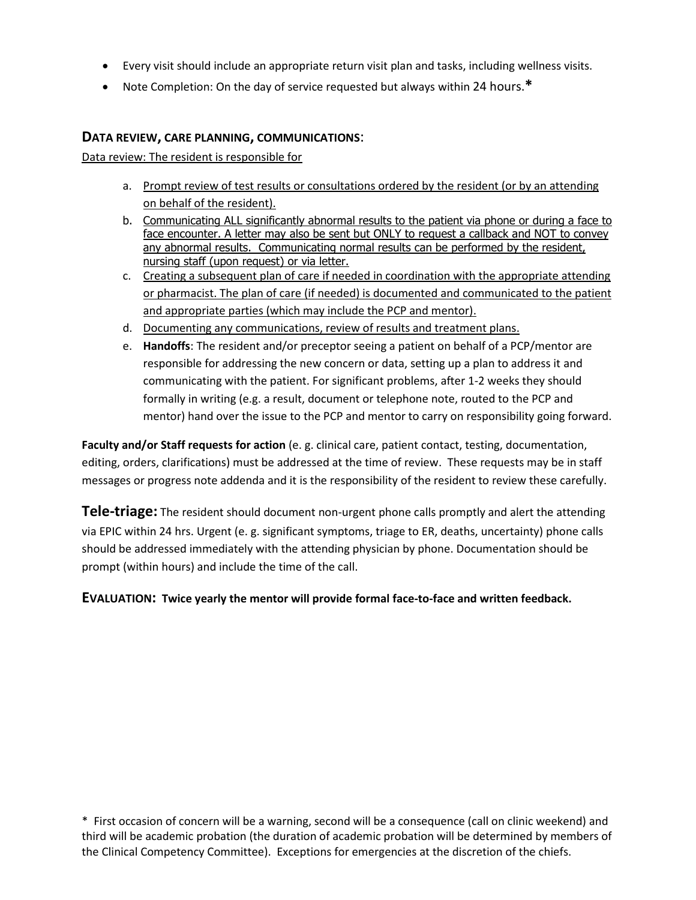- Every visit should include an appropriate return visit plan and tasks, including wellness visits.
- Note Completion: On the day of service requested but always within 24 hours.*

## DATA REVIEW, CARE PLANNING, COMMUNICATIONS:

Data review: The resident is responsible for

a. Prompt review of test results or consultations ordered by the resident (or by an attending on behalf of the resident).
b. Communicating ALL significantly abnormal results to the patient via phone or during a face to face encounter. A letter may also be sent but ONLY to request a callback and NOT to convey any abnormal results. Communicating normal results can be performed by the resident, nursing staff (upon request) or via letter.
c. Creating a subsequent plan of care if needed in coordination with the appropriate attending or pharmacist. The plan of care (if needed) is documented and communicated to the patient and appropriate parties (which may include the PCP and mentor).
d. Documenting any communications, review of results and treatment plans.
e. **Handoffs**: The resident and/or preceptor seeing a patient on behalf of a PCP/mentor are responsible for addressing the new concern or data, setting up a plan to address it and communicating with the patient. For significant problems, after 1-2 weeks they should formally in writing (e.g. a result, document or telephone note, routed to the PCP and mentor) hand over the issue to the PCP and mentor to carry on responsibility going forward.

**Faculty and/or Staff requests for action** (e. g. clinical care, patient contact, testing, documentation, editing, orders, clarifications) must be addressed at the time of review. These requests may be in staff messages or progress note addenda and it is the responsibility of the resident to review these carefully.

**Tele-triage:** The resident should document non-urgent phone calls promptly and alert the attending via EPIC within 24 hrs. Urgent (e. g. significant symptoms, triage to ER, deaths, uncertainty) phone calls should be addressed immediately with the attending physician by phone. Documentation should be prompt (within hours) and include the time of the call.

**EVALUATION: Twice yearly the mentor will provide formal face-to-face and written feedback.**

* First occasion of concern will be a warning, second will be a consequence (call on clinic weekend) and third will be academic probation (the duration of academic probation will be determined by members of the Clinical Competency Committee). Exceptions for emergencies at the discretion of the chiefs.